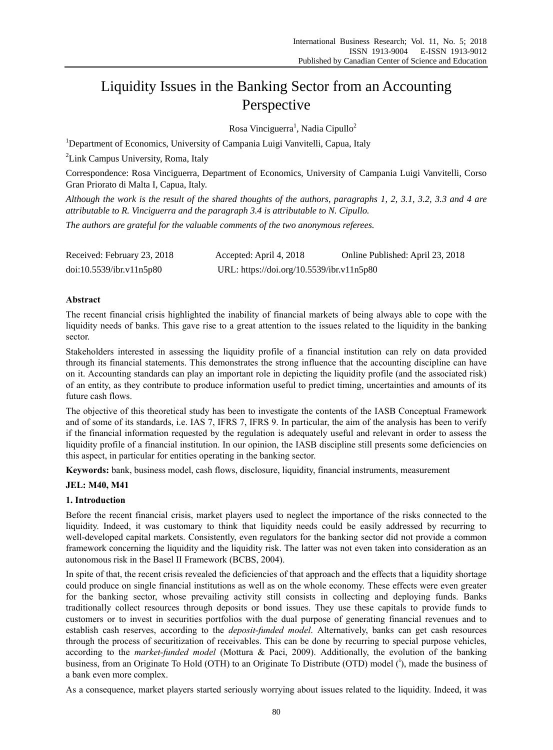# Liquidity Issues in the Banking Sector from an Accounting Perspective

Rosa Vinciguerra[1], Nadia Cipullo[2]

[1]Department of Economics, University of Campania Luigi Vanvitelli, Capua, Italy

[2]Link Campus University, Roma, Italy

Correspondence: Rosa Vinciguerra, Department of Economics, University of Campania Luigi Vanvitelli, Corso Gran Priorato di Malta I, Capua, Italy.

*Although the work is the result of the shared thoughts of the authors, paragraphs 1, 2, 3.1, 3.2, 3.3 and 4 are attributable to R. Vinciguerra and the paragraph 3.4 is attributable to N. Cipullo.*

*The authors are grateful for the valuable comments of the two anonymous referees.*

Received: February 23, 2018    Accepted: April 4, 2018    Online Published: April 23, 2018

doi:10.5539/ibr.v11n5p80    URL: https://doi.org/10.5539/ibr.v11n5p80

## Abstract

The recent financial crisis highlighted the inability of financial markets of being always able to cope with the liquidity needs of banks. This gave rise to a great attention to the issues related to the liquidity in the banking sector.

Stakeholders interested in assessing the liquidity profile of a financial institution can rely on data provided through its financial statements. This demonstrates the strong influence that the accounting discipline can have on it. Accounting standards can play an important role in depicting the liquidity profile (and the associated risk) of an entity, as they contribute to produce information useful to predict timing, uncertainties and amounts of its future cash flows.

The objective of this theoretical study has been to investigate the contents of the IASB Conceptual Framework and of some of its standards, i.e. IAS 7, IFRS 7, IFRS 9. In particular, the aim of the analysis has been to verify if the financial information requested by the regulation is adequately useful and relevant in order to assess the liquidity profile of a financial institution. In our opinion, the IASB discipline still presents some deficiencies on this aspect, in particular for entities operating in the banking sector.

**Keywords:** bank, business model, cash flows, disclosure, liquidity, financial instruments, measurement

**JEL: M40, M41**

## 1. Introduction

Before the recent financial crisis, market players used to neglect the importance of the risks connected to the liquidity. Indeed, it was customary to think that liquidity needs could be easily addressed by recurring to well-developed capital markets. Consistently, even regulators for the banking sector did not provide a common framework concerning the liquidity and the liquidity risk. The latter was not even taken into consideration as an autonomous risk in the Basel II Framework (BCBS, 2004).

In spite of that, the recent crisis revealed the deficiencies of that approach and the effects that a liquidity shortage could produce on single financial institutions as well as on the whole economy. These effects were even greater for the banking sector, whose prevailing activity still consists in collecting and deploying funds. Banks traditionally collect resources through deposits or bond issues. They use these capitals to provide funds to customers or to invest in securities portfolios with the dual purpose of generating financial revenues and to establish cash reserves, according to the *deposit-funded model*. Alternatively, banks can get cash resources through the process of securitization of receivables. This can be done by recurring to special purpose vehicles, according to the *market-funded model* (Mottura & Paci, 2009). Additionally, the evolution of the banking business, from an Originate To Hold (OTH) to an Originate To Distribute (OTD) model ([i]), made the business of a bank even more complex.

As a consequence, market players started seriously worrying about issues related to the liquidity. Indeed, it was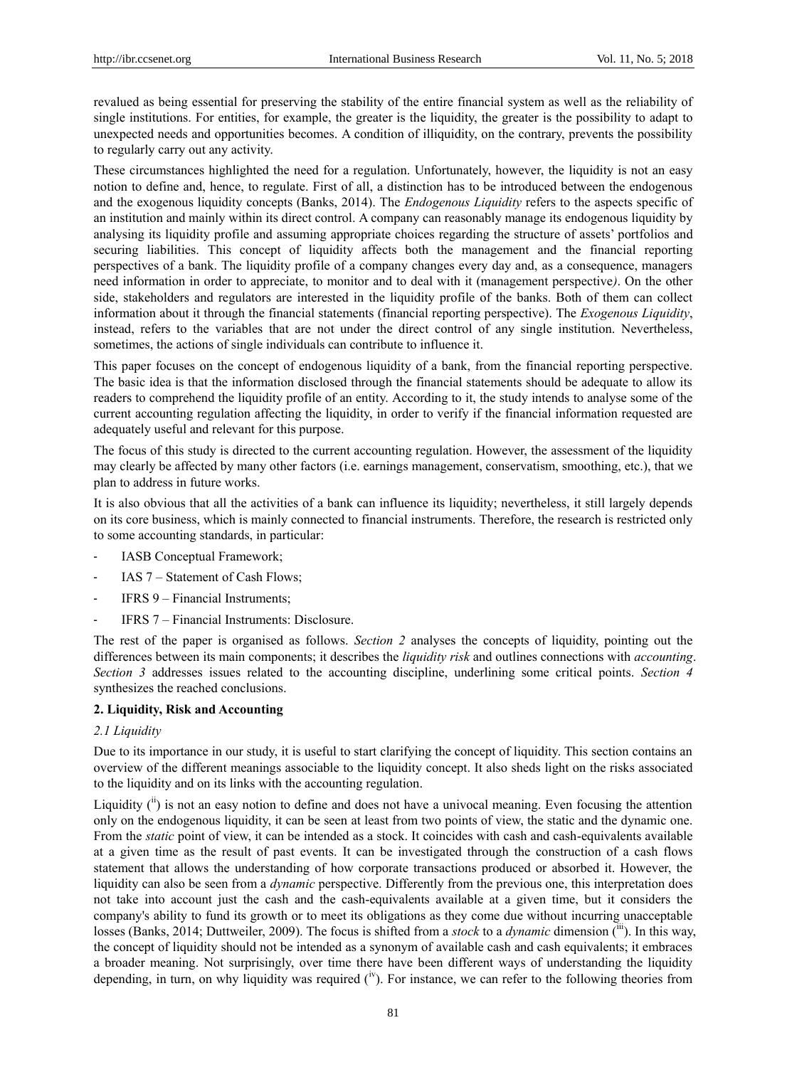revalued as being essential for preserving the stability of the entire financial system as well as the reliability of single institutions. For entities, for example, the greater is the liquidity, the greater is the possibility to adapt to unexpected needs and opportunities becomes. A condition of illiquidity, on the contrary, prevents the possibility to regularly carry out any activity.

These circumstances highlighted the need for a regulation. Unfortunately, however, the liquidity is not an easy notion to define and, hence, to regulate. First of all, a distinction has to be introduced between the endogenous and the exogenous liquidity concepts (Banks, 2014). The *Endogenous Liquidity* refers to the aspects specific of an institution and mainly within its direct control. A company can reasonably manage its endogenous liquidity by analysing its liquidity profile and assuming appropriate choices regarding the structure of assets' portfolios and securing liabilities. This concept of liquidity affects both the management and the financial reporting perspectives of a bank. The liquidity profile of a company changes every day and, as a consequence, managers need information in order to appreciate, to monitor and to deal with it (management perspective*)*. On the other side, stakeholders and regulators are interested in the liquidity profile of the banks. Both of them can collect information about it through the financial statements (financial reporting perspective). The *Exogenous Liquidity*, instead, refers to the variables that are not under the direct control of any single institution. Nevertheless, sometimes, the actions of single individuals can contribute to influence it.

This paper focuses on the concept of endogenous liquidity of a bank, from the financial reporting perspective. The basic idea is that the information disclosed through the financial statements should be adequate to allow its readers to comprehend the liquidity profile of an entity. According to it, the study intends to analyse some of the current accounting regulation affecting the liquidity, in order to verify if the financial information requested are adequately useful and relevant for this purpose.

The focus of this study is directed to the current accounting regulation. However, the assessment of the liquidity may clearly be affected by many other factors (i.e. earnings management, conservatism, smoothing, etc.), that we plan to address in future works.

It is also obvious that all the activities of a bank can influence its liquidity; nevertheless, it still largely depends on its core business, which is mainly connected to financial instruments. Therefore, the research is restricted only to some accounting standards, in particular:

- IASB Conceptual Framework;
- IAS 7 – Statement of Cash Flows;
- IFRS 9 – Financial Instruments;
- IFRS 7 – Financial Instruments: Disclosure.

The rest of the paper is organised as follows. *Section 2* analyses the concepts of liquidity, pointing out the differences between its main components; it describes the *liquidity risk* and outlines connections with *accounting*. *Section 3* addresses issues related to the accounting discipline, underlining some critical points. *Section 4* synthesizes the reached conclusions.

## 2. Liquidity, Risk and Accounting

### *2.1 Liquidity*

Due to its importance in our study, it is useful to start clarifying the concept of liquidity. This section contains an overview of the different meanings associable to the liquidity concept. It also sheds light on the risks associated to the liquidity and on its links with the accounting regulation.

Liquidity ([ii]) is not an easy notion to define and does not have a univocal meaning. Even focusing the attention only on the endogenous liquidity, it can be seen at least from two points of view, the static and the dynamic one. From the *static* point of view, it can be intended as a stock. It coincides with cash and cash-equivalents available at a given time as the result of past events. It can be investigated through the construction of a cash flows statement that allows the understanding of how corporate transactions produced or absorbed it. However, the liquidity can also be seen from a *dynamic* perspective. Differently from the previous one, this interpretation does not take into account just the cash and the cash-equivalents available at a given time, but it considers the company's ability to fund its growth or to meet its obligations as they come due without incurring unacceptable losses (Banks, 2014; Duttweiler, 2009). The focus is shifted from a *stock* to a *dynamic* dimension ([iii]). In this way, the concept of liquidity should not be intended as a synonym of available cash and cash equivalents; it embraces a broader meaning. Not surprisingly, over time there have been different ways of understanding the liquidity depending, in turn, on why liquidity was required ([iv]). For instance, we can refer to the following theories from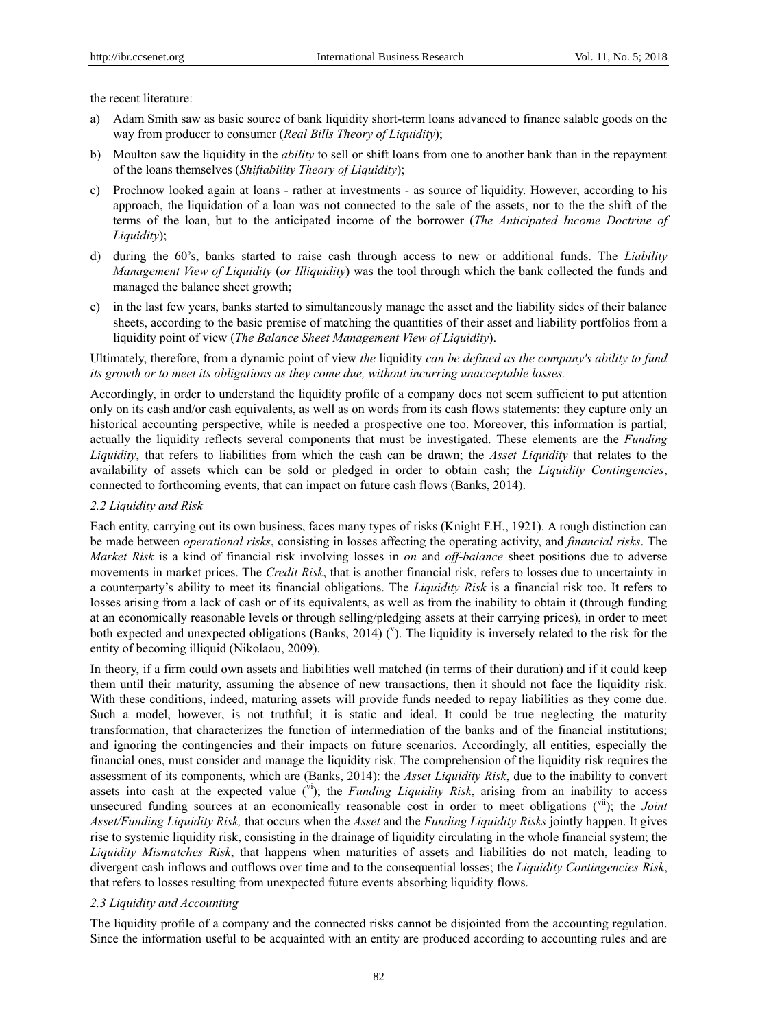the recent literature:

a) Adam Smith saw as basic source of bank liquidity short-term loans advanced to finance salable goods on the way from producer to consumer (*Real Bills Theory of Liquidity*);
b) Moulton saw the liquidity in the *ability* to sell or shift loans from one to another bank than in the repayment of the loans themselves (*Shiftability Theory of Liquidity*);
c) Prochnow looked again at loans - rather at investments - as source of liquidity. However, according to his approach, the liquidation of a loan was not connected to the sale of the assets, nor to the the shift of the terms of the loan, but to the anticipated income of the borrower (*The Anticipated Income Doctrine of Liquidity*);
d) during the 60's, banks started to raise cash through access to new or additional funds. The *Liability Management View of Liquidity* (*or Illiquidity*) was the tool through which the bank collected the funds and managed the balance sheet growth;
e) in the last few years, banks started to simultaneously manage the asset and the liability sides of their balance sheets, according to the basic premise of matching the quantities of their asset and liability portfolios from a liquidity point of view (*The Balance Sheet Management View of Liquidity*).

Ultimately, therefore, from a dynamic point of view *the* liquidity *can be defined as the company's ability to fund its growth or to meet its obligations as they come due, without incurring unacceptable losses.*

Accordingly, in order to understand the liquidity profile of a company does not seem sufficient to put attention only on its cash and/or cash equivalents, as well as on words from its cash flows statements: they capture only an historical accounting perspective, while is needed a prospective one too. Moreover, this information is partial; actually the liquidity reflects several components that must be investigated. These elements are the *Funding Liquidity*, that refers to liabilities from which the cash can be drawn; the *Asset Liquidity* that relates to the availability of assets which can be sold or pledged in order to obtain cash; the *Liquidity Contingencies*, connected to forthcoming events, that can impact on future cash flows (Banks, 2014).

### 2.2 Liquidity and Risk

Each entity, carrying out its own business, faces many types of risks (Knight F.H., 1921). A rough distinction can be made between *operational risks*, consisting in losses affecting the operating activity, and *financial risks*. The *Market Risk* is a kind of financial risk involving losses in *on* and *off-balance* sheet positions due to adverse movements in market prices. The *Credit Risk*, that is another financial risk, refers to losses due to uncertainty in a counterparty's ability to meet its financial obligations. The *Liquidity Risk* is a financial risk too. It refers to losses arising from a lack of cash or of its equivalents, as well as from the inability to obtain it (through funding at an economically reasonable levels or through selling/pledging assets at their carrying prices), in order to meet both expected and unexpected obligations (Banks, 2014) ([v]). The liquidity is inversely related to the risk for the entity of becoming illiquid (Nikolaou, 2009).

In theory, if a firm could own assets and liabilities well matched (in terms of their duration) and if it could keep them until their maturity, assuming the absence of new transactions, then it should not face the liquidity risk. With these conditions, indeed, maturing assets will provide funds needed to repay liabilities as they come due. Such a model, however, is not truthful; it is static and ideal. It could be true neglecting the maturity transformation, that characterizes the function of intermediation of the banks and of the financial institutions; and ignoring the contingencies and their impacts on future scenarios. Accordingly, all entities, especially the financial ones, must consider and manage the liquidity risk. The comprehension of the liquidity risk requires the assessment of its components, which are (Banks, 2014): the *Asset Liquidity Risk*, due to the inability to convert assets into cash at the expected value ([vi]); the *Funding Liquidity Risk*, arising from an inability to access unsecured funding sources at an economically reasonable cost in order to meet obligations ([vii]); the *Joint Asset/Funding Liquidity Risk,* that occurs when the *Asset* and the *Funding Liquidity Risks* jointly happen. It gives rise to systemic liquidity risk, consisting in the drainage of liquidity circulating in the whole financial system; the *Liquidity Mismatches Risk*, that happens when maturities of assets and liabilities do not match, leading to divergent cash inflows and outflows over time and to the consequential losses; the *Liquidity Contingencies Risk*, that refers to losses resulting from unexpected future events absorbing liquidity flows.

### 2.3 Liquidity and Accounting

The liquidity profile of a company and the connected risks cannot be disjointed from the accounting regulation. Since the information useful to be acquainted with an entity are produced according to accounting rules and are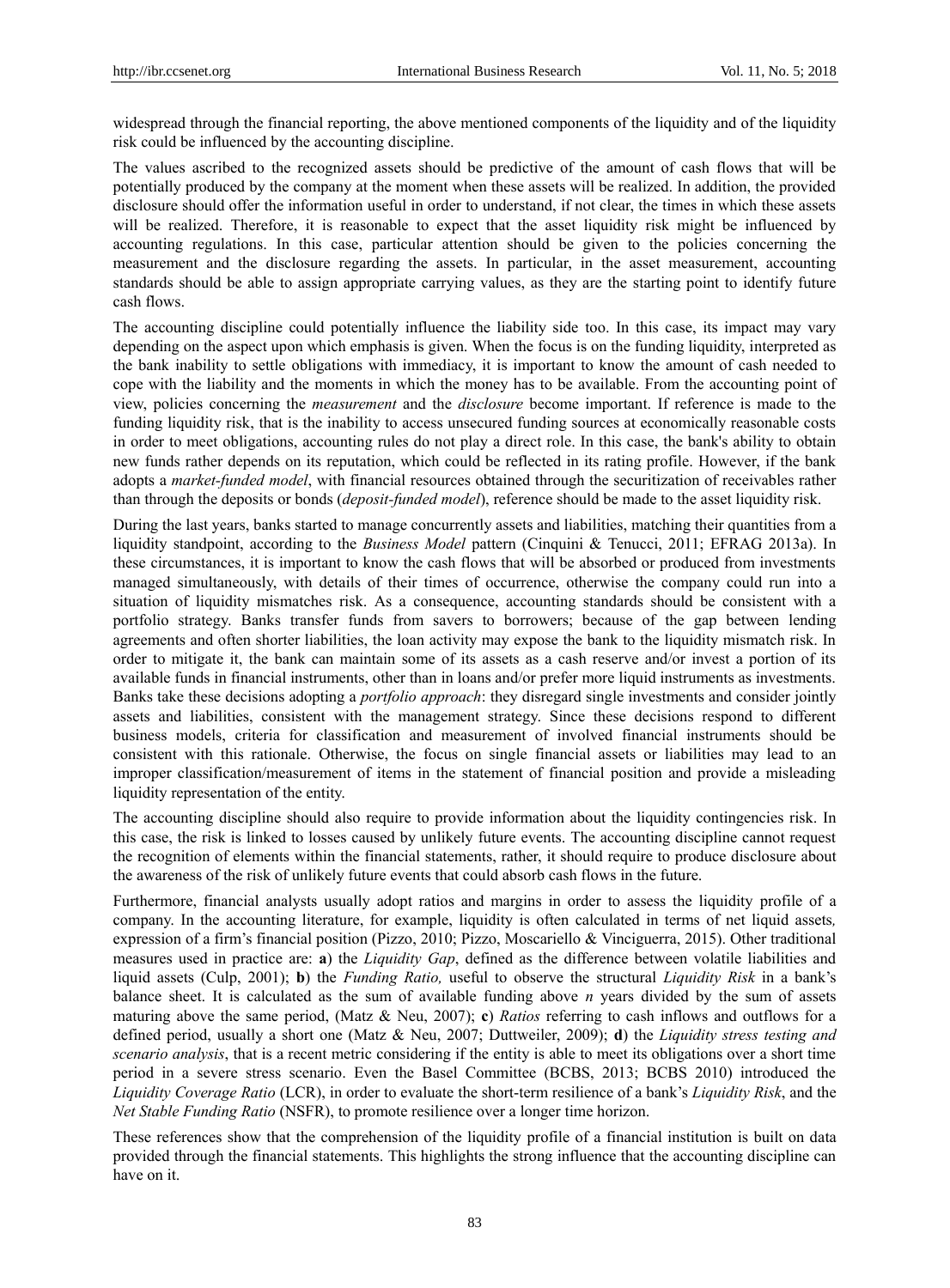widespread through the financial reporting, the above mentioned components of the liquidity and of the liquidity risk could be influenced by the accounting discipline.

The values ascribed to the recognized assets should be predictive of the amount of cash flows that will be potentially produced by the company at the moment when these assets will be realized. In addition, the provided disclosure should offer the information useful in order to understand, if not clear, the times in which these assets will be realized. Therefore, it is reasonable to expect that the asset liquidity risk might be influenced by accounting regulations. In this case, particular attention should be given to the policies concerning the measurement and the disclosure regarding the assets. In particular, in the asset measurement, accounting standards should be able to assign appropriate carrying values, as they are the starting point to identify future cash flows.

The accounting discipline could potentially influence the liability side too. In this case, its impact may vary depending on the aspect upon which emphasis is given. When the focus is on the funding liquidity, interpreted as the bank inability to settle obligations with immediacy, it is important to know the amount of cash needed to cope with the liability and the moments in which the money has to be available. From the accounting point of view, policies concerning the *measurement* and the *disclosure* become important. If reference is made to the funding liquidity risk, that is the inability to access unsecured funding sources at economically reasonable costs in order to meet obligations, accounting rules do not play a direct role. In this case, the bank's ability to obtain new funds rather depends on its reputation, which could be reflected in its rating profile. However, if the bank adopts a *market-funded model*, with financial resources obtained through the securitization of receivables rather than through the deposits or bonds (*deposit-funded model*), reference should be made to the asset liquidity risk.

During the last years, banks started to manage concurrently assets and liabilities, matching their quantities from a liquidity standpoint, according to the *Business Model* pattern (Cinquini & Tenucci, 2011; EFRAG 2013a). In these circumstances, it is important to know the cash flows that will be absorbed or produced from investments managed simultaneously, with details of their times of occurrence, otherwise the company could run into a situation of liquidity mismatches risk. As a consequence, accounting standards should be consistent with a portfolio strategy. Banks transfer funds from savers to borrowers; because of the gap between lending agreements and often shorter liabilities, the loan activity may expose the bank to the liquidity mismatch risk. In order to mitigate it, the bank can maintain some of its assets as a cash reserve and/or invest a portion of its available funds in financial instruments, other than in loans and/or prefer more liquid instruments as investments. Banks take these decisions adopting a *portfolio approach*: they disregard single investments and consider jointly assets and liabilities, consistent with the management strategy. Since these decisions respond to different business models, criteria for classification and measurement of involved financial instruments should be consistent with this rationale. Otherwise, the focus on single financial assets or liabilities may lead to an improper classification/measurement of items in the statement of financial position and provide a misleading liquidity representation of the entity.

The accounting discipline should also require to provide information about the liquidity contingencies risk. In this case, the risk is linked to losses caused by unlikely future events. The accounting discipline cannot request the recognition of elements within the financial statements, rather, it should require to produce disclosure about the awareness of the risk of unlikely future events that could absorb cash flows in the future.

Furthermore, financial analysts usually adopt ratios and margins in order to assess the liquidity profile of a company. In the accounting literature, for example, liquidity is often calculated in terms of net liquid assets*,* expression of a firm's financial position (Pizzo, 2010; Pizzo, Moscariello & Vinciguerra, 2015). Other traditional measures used in practice are: **a**) the *Liquidity Gap*, defined as the difference between volatile liabilities and liquid assets (Culp, 2001); **b**) the *Funding Ratio,* useful to observe the structural *Liquidity Risk* in a bank's balance sheet. It is calculated as the sum of available funding above *n* years divided by the sum of assets maturing above the same period, (Matz & Neu, 2007); **c**) *Ratios* referring to cash inflows and outflows for a defined period, usually a short one (Matz & Neu, 2007; Duttweiler, 2009); **d**) the *Liquidity stress testing and scenario analysis*, that is a recent metric considering if the entity is able to meet its obligations over a short time period in a severe stress scenario. Even the Basel Committee (BCBS, 2013; BCBS 2010) introduced the *Liquidity Coverage Ratio* (LCR), in order to evaluate the short-term resilience of a bank's *Liquidity Risk*, and the *Net Stable Funding Ratio* (NSFR), to promote resilience over a longer time horizon.

These references show that the comprehension of the liquidity profile of a financial institution is built on data provided through the financial statements. This highlights the strong influence that the accounting discipline can have on it.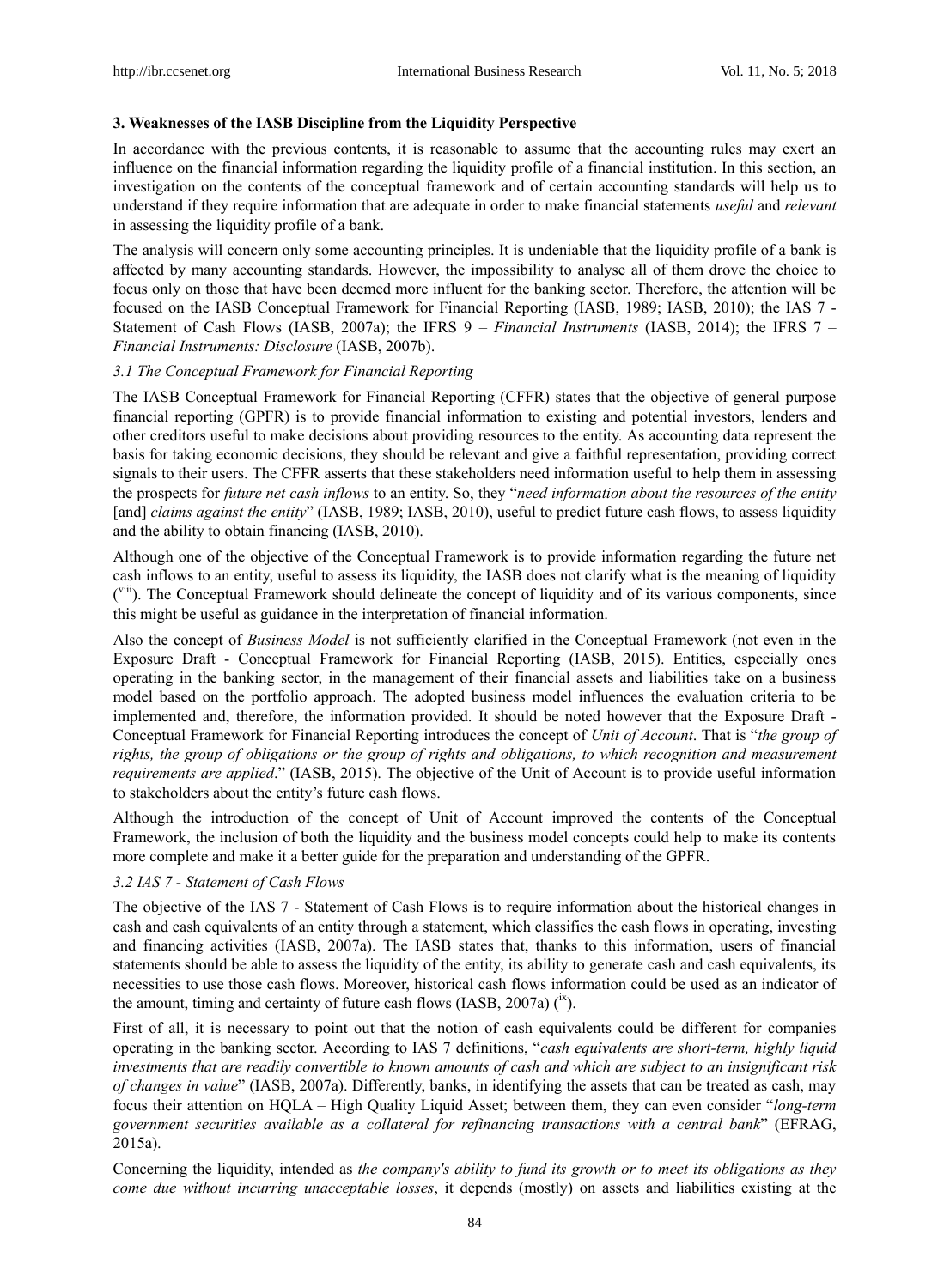## 3. Weaknesses of the IASB Discipline from the Liquidity Perspective

In accordance with the previous contents, it is reasonable to assume that the accounting rules may exert an influence on the financial information regarding the liquidity profile of a financial institution. In this section, an investigation on the contents of the conceptual framework and of certain accounting standards will help us to understand if they require information that are adequate in order to make financial statements *useful* and *relevant* in assessing the liquidity profile of a bank.

The analysis will concern only some accounting principles. It is undeniable that the liquidity profile of a bank is affected by many accounting standards. However, the impossibility to analyse all of them drove the choice to focus only on those that have been deemed more influent for the banking sector. Therefore, the attention will be focused on the IASB Conceptual Framework for Financial Reporting (IASB, 1989; IASB, 2010); the IAS 7 - Statement of Cash Flows (IASB, 2007a); the IFRS 9 – *Financial Instruments* (IASB, 2014); the IFRS 7 – *Financial Instruments: Disclosure* (IASB, 2007b).

### *3.1 The Conceptual Framework for Financial Reporting*

The IASB Conceptual Framework for Financial Reporting (CFFR) states that the objective of general purpose financial reporting (GPFR) is to provide financial information to existing and potential investors, lenders and other creditors useful to make decisions about providing resources to the entity. As accounting data represent the basis for taking economic decisions, they should be relevant and give a faithful representation, providing correct signals to their users. The CFFR asserts that these stakeholders need information useful to help them in assessing the prospects for *future net cash inflows* to an entity. So, they "*need information about the resources of the entity* [and] *claims against the entity*" (IASB, 1989; IASB, 2010), useful to predict future cash flows, to assess liquidity and the ability to obtain financing (IASB, 2010).

Although one of the objective of the Conceptual Framework is to provide information regarding the future net cash inflows to an entity, useful to assess its liquidity, the IASB does not clarify what is the meaning of liquidity ([viii]). The Conceptual Framework should delineate the concept of liquidity and of its various components, since this might be useful as guidance in the interpretation of financial information.

Also the concept of *Business Model* is not sufficiently clarified in the Conceptual Framework (not even in the Exposure Draft - Conceptual Framework for Financial Reporting (IASB, 2015). Entities, especially ones operating in the banking sector, in the management of their financial assets and liabilities take on a business model based on the portfolio approach. The adopted business model influences the evaluation criteria to be implemented and, therefore, the information provided. It should be noted however that the Exposure Draft - Conceptual Framework for Financial Reporting introduces the concept of *Unit of Account*. That is "*the group of rights, the group of obligations or the group of rights and obligations, to which recognition and measurement requirements are applied*." (IASB, 2015). The objective of the Unit of Account is to provide useful information to stakeholders about the entity's future cash flows.

Although the introduction of the concept of Unit of Account improved the contents of the Conceptual Framework, the inclusion of both the liquidity and the business model concepts could help to make its contents more complete and make it a better guide for the preparation and understanding of the GPFR.

### *3.2 IAS 7 - Statement of Cash Flows*

The objective of the IAS 7 - Statement of Cash Flows is to require information about the historical changes in cash and cash equivalents of an entity through a statement, which classifies the cash flows in operating, investing and financing activities (IASB, 2007a). The IASB states that, thanks to this information, users of financial statements should be able to assess the liquidity of the entity, its ability to generate cash and cash equivalents, its necessities to use those cash flows. Moreover, historical cash flows information could be used as an indicator of the amount, timing and certainty of future cash flows (IASB, 2007a) ([ix]).

First of all, it is necessary to point out that the notion of cash equivalents could be different for companies operating in the banking sector. According to IAS 7 definitions, "*cash equivalents are short-term, highly liquid investments that are readily convertible to known amounts of cash and which are subject to an insignificant risk of changes in value*" (IASB, 2007a). Differently, banks, in identifying the assets that can be treated as cash, may focus their attention on HQLA – High Quality Liquid Asset; between them, they can even consider "*long-term government securities available as a collateral for refinancing transactions with a central bank*" (EFRAG, 2015a).

Concerning the liquidity, intended as *the company's ability to fund its growth or to meet its obligations as they come due without incurring unacceptable losses*, it depends (mostly) on assets and liabilities existing at the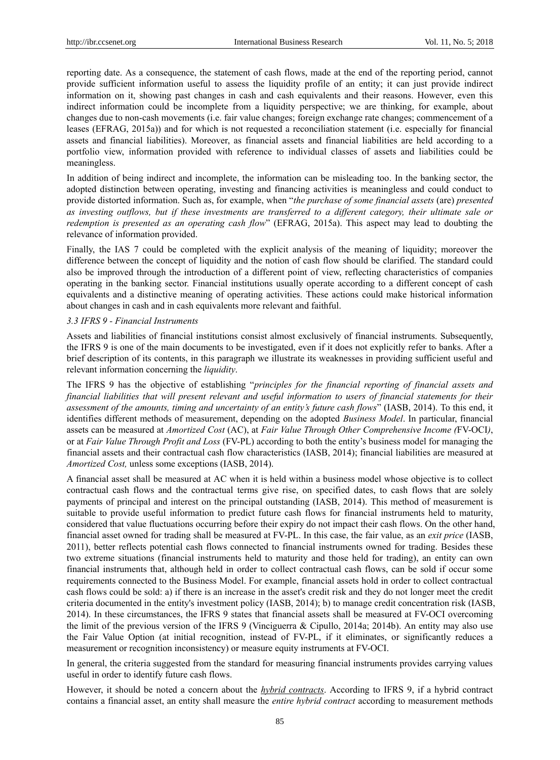reporting date. As a consequence, the statement of cash flows, made at the end of the reporting period, cannot provide sufficient information useful to assess the liquidity profile of an entity; it can just provide indirect information on it, showing past changes in cash and cash equivalents and their reasons. However, even this indirect information could be incomplete from a liquidity perspective; we are thinking, for example, about changes due to non-cash movements (i.e. fair value changes; foreign exchange rate changes; commencement of a leases (EFRAG, 2015a)) and for which is not requested a reconciliation statement (i.e. especially for financial assets and financial liabilities). Moreover, as financial assets and financial liabilities are held according to a portfolio view, information provided with reference to individual classes of assets and liabilities could be meaningless.

In addition of being indirect and incomplete, the information can be misleading too. In the banking sector, the adopted distinction between operating, investing and financing activities is meaningless and could conduct to provide distorted information. Such as, for example, when "*the purchase of some financial assets* (are) *presented as investing outflows, but if these investments are transferred to a different category, their ultimate sale or redemption is presented as an operating cash flow*" (EFRAG, 2015a). This aspect may lead to doubting the relevance of information provided.

Finally, the IAS 7 could be completed with the explicit analysis of the meaning of liquidity; moreover the difference between the concept of liquidity and the notion of cash flow should be clarified. The standard could also be improved through the introduction of a different point of view, reflecting characteristics of companies operating in the banking sector. Financial institutions usually operate according to a different concept of cash equivalents and a distinctive meaning of operating activities. These actions could make historical information about changes in cash and in cash equivalents more relevant and faithful.

### *3.3 IFRS 9 - Financial Instruments*

Assets and liabilities of financial institutions consist almost exclusively of financial instruments. Subsequently, the IFRS 9 is one of the main documents to be investigated, even if it does not explicitly refer to banks. After a brief description of its contents, in this paragraph we illustrate its weaknesses in providing sufficient useful and relevant information concerning the *liquidity*.

The IFRS 9 has the objective of establishing "*principles for the financial reporting of financial assets and financial liabilities that will present relevant and useful information to users of financial statements for their assessment of the amounts, timing and uncertainty of an entity's future cash flows*" (IASB, 2014). To this end, it identifies different methods of measurement, depending on the adopted *Business Model*. In particular, financial assets can be measured at *Amortized Cost* (AC), at *Fair Value Through Other Comprehensive Income (*FV-OCI*)*, or at *Fair Value Through Profit and Loss* (FV-PL) according to both the entity's business model for managing the financial assets and their contractual cash flow characteristics (IASB, 2014); financial liabilities are measured at *Amortized Cost,* unless some exceptions (IASB, 2014).

A financial asset shall be measured at AC when it is held within a business model whose objective is to collect contractual cash flows and the contractual terms give rise, on specified dates, to cash flows that are solely payments of principal and interest on the principal outstanding (IASB, 2014). This method of measurement is suitable to provide useful information to predict future cash flows for financial instruments held to maturity, considered that value fluctuations occurring before their expiry do not impact their cash flows. On the other hand, financial asset owned for trading shall be measured at FV-PL. In this case, the fair value, as an *exit price* (IASB, 2011), better reflects potential cash flows connected to financial instruments owned for trading. Besides these two extreme situations (financial instruments held to maturity and those held for trading), an entity can own financial instruments that, although held in order to collect contractual cash flows, can be sold if occur some requirements connected to the Business Model. For example, financial assets hold in order to collect contractual cash flows could be sold: a) if there is an increase in the asset's credit risk and they do not longer meet the credit criteria documented in the entity's investment policy (IASB, 2014); b) to manage credit concentration risk (IASB, 2014). In these circumstances, the IFRS 9 states that financial assets shall be measured at FV-OCI overcoming the limit of the previous version of the IFRS 9 (Vinciguerra & Cipullo, 2014a; 2014b). An entity may also use the Fair Value Option (at initial recognition, instead of FV-PL, if it eliminates, or significantly reduces a measurement or recognition inconsistency) or measure equity instruments at FV-OCI.

In general, the criteria suggested from the standard for measuring financial instruments provides carrying values useful in order to identify future cash flows.

However, it should be noted a concern about the ***hybrid contracts***. According to IFRS 9, if a hybrid contract contains a financial asset, an entity shall measure the *entire hybrid contract* according to measurement methods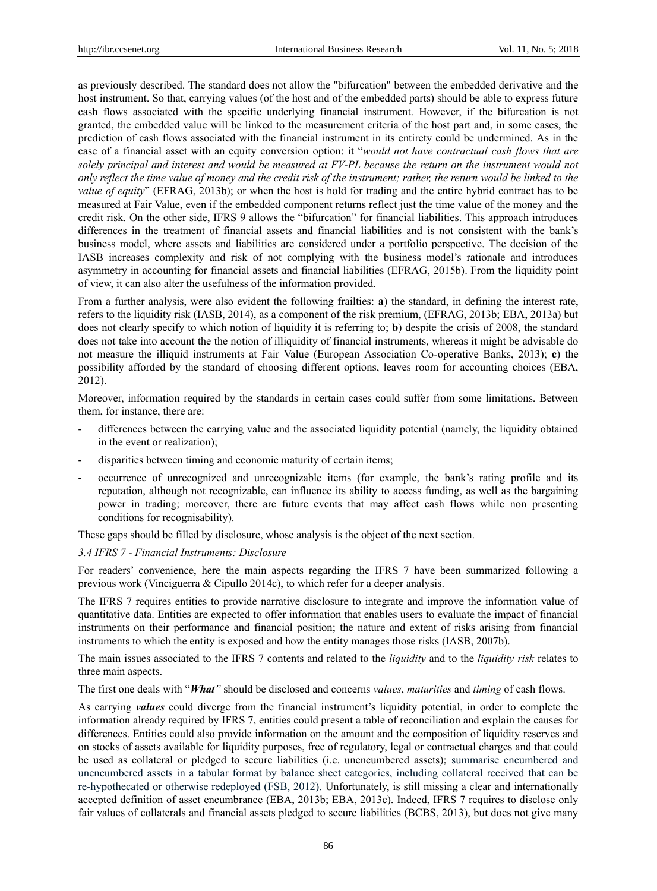as previously described. The standard does not allow the "bifurcation" between the embedded derivative and the host instrument. So that, carrying values (of the host and of the embedded parts) should be able to express future cash flows associated with the specific underlying financial instrument. However, if the bifurcation is not granted, the embedded value will be linked to the measurement criteria of the host part and, in some cases, the prediction of cash flows associated with the financial instrument in its entirety could be undermined. As in the case of a financial asset with an equity conversion option: it "*would not have contractual cash flows that are solely principal and interest and would be measured at FV-PL because the return on the instrument would not only reflect the time value of money and the credit risk of the instrument; rather, the return would be linked to the value of equity*" (EFRAG, 2013b); or when the host is hold for trading and the entire hybrid contract has to be measured at Fair Value, even if the embedded component returns reflect just the time value of the money and the credit risk. On the other side, IFRS 9 allows the "bifurcation" for financial liabilities. This approach introduces differences in the treatment of financial assets and financial liabilities and is not consistent with the bank's business model, where assets and liabilities are considered under a portfolio perspective. The decision of the IASB increases complexity and risk of not complying with the business model's rationale and introduces asymmetry in accounting for financial assets and financial liabilities (EFRAG, 2015b). From the liquidity point of view, it can also alter the usefulness of the information provided.

From a further analysis, were also evident the following frailties: **a**) the standard, in defining the interest rate, refers to the liquidity risk (IASB, 2014), as a component of the risk premium, (EFRAG, 2013b; EBA, 2013a) but does not clearly specify to which notion of liquidity it is referring to; **b**) despite the crisis of 2008, the standard does not take into account the the notion of illiquidity of financial instruments, whereas it might be advisable do not measure the illiquid instruments at Fair Value (European Association Co-operative Banks, 2013); **c**) the possibility afforded by the standard of choosing different options, leaves room for accounting choices (EBA, 2012).

Moreover, information required by the standards in certain cases could suffer from some limitations. Between them, for instance, there are:

- differences between the carrying value and the associated liquidity potential (namely, the liquidity obtained in the event or realization);
- disparities between timing and economic maturity of certain items;
- occurrence of unrecognized and unrecognizable items (for example, the bank's rating profile and its reputation, although not recognizable, can influence its ability to access funding, as well as the bargaining power in trading; moreover, there are future events that may affect cash flows while non presenting conditions for recognisability).

These gaps should be filled by disclosure, whose analysis is the object of the next section.

### *3.4 IFRS 7 - Financial Instruments: Disclosure*

For readers' convenience, here the main aspects regarding the IFRS 7 have been summarized following a previous work (Vinciguerra & Cipullo 2014c), to which refer for a deeper analysis.

The IFRS 7 requires entities to provide narrative disclosure to integrate and improve the information value of quantitative data. Entities are expected to offer information that enables users to evaluate the impact of financial instruments on their performance and financial position; the nature and extent of risks arising from financial instruments to which the entity is exposed and how the entity manages those risks (IASB, 2007b).

The main issues associated to the IFRS 7 contents and related to the *liquidity* and to the *liquidity risk* relates to three main aspects.

The first one deals with "***What***" should be disclosed and concerns *values*, *maturities* and *timing* of cash flows.

As carrying ***values*** could diverge from the financial instrument's liquidity potential, in order to complete the information already required by IFRS 7, entities could present a table of reconciliation and explain the causes for differences. Entities could also provide information on the amount and the composition of liquidity reserves and on stocks of assets available for liquidity purposes, free of regulatory, legal or contractual charges and that could be used as collateral or pledged to secure liabilities (i.e. unencumbered assets); summarise encumbered and unencumbered assets in a tabular format by balance sheet categories, including collateral received that can be re-hypothecated or otherwise redeployed (FSB, 2012). Unfortunately, is still missing a clear and internationally accepted definition of asset encumbrance (EBA, 2013b; EBA, 2013c). Indeed, IFRS 7 requires to disclose only fair values of collaterals and financial assets pledged to secure liabilities (BCBS, 2013), but does not give many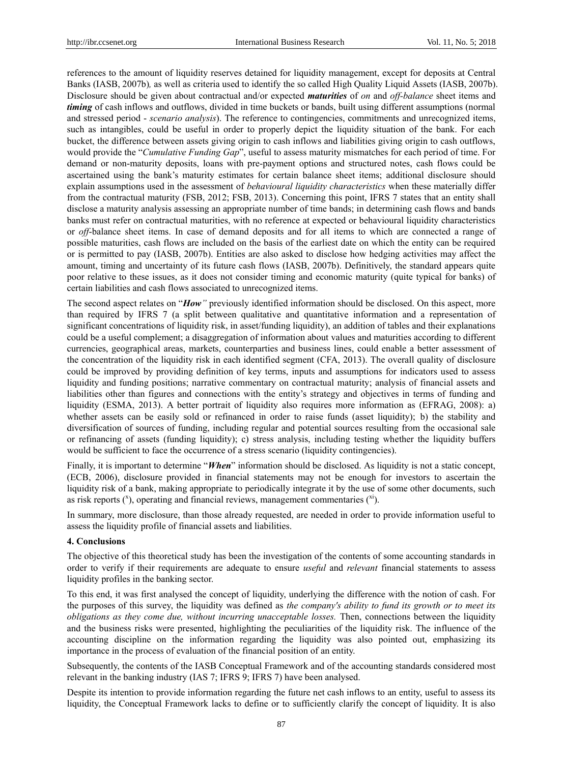references to the amount of liquidity reserves detained for liquidity management, except for deposits at Central Banks (IASB, 2007b)*,* as well as criteria used to identify the so called High Quality Liquid Assets (IASB, 2007b). Disclosure should be given about contractual and/or expected ***maturities*** of *on* and *off-balance* sheet items and ***timing*** of cash inflows and outflows, divided in time buckets or bands, built using different assumptions (normal and stressed period - *scenario analysis*). The reference to contingencies, commitments and unrecognized items, such as intangibles, could be useful in order to properly depict the liquidity situation of the bank. For each bucket, the difference between assets giving origin to cash inflows and liabilities giving origin to cash outflows, would provide the "*Cumulative Funding Gap*", useful to assess maturity mismatches for each period of time. For demand or non-maturity deposits, loans with pre-payment options and structured notes, cash flows could be ascertained using the bank's maturity estimates for certain balance sheet items; additional disclosure should explain assumptions used in the assessment of *behavioural liquidity characteristics* when these materially differ from the contractual maturity (FSB, 2012; FSB, 2013). Concerning this point, IFRS 7 states that an entity shall disclose a maturity analysis assessing an appropriate number of time bands; in determining cash flows and bands banks must refer on contractual maturities, with no reference at expected or behavioural liquidity characteristics or *off*-balance sheet items. In case of demand deposits and for all items to which are connected a range of possible maturities, cash flows are included on the basis of the earliest date on which the entity can be required or is permitted to pay (IASB, 2007b). Entities are also asked to disclose how hedging activities may affect the amount, timing and uncertainty of its future cash flows (IASB, 2007b). Definitively, the standard appears quite poor relative to these issues, as it does not consider timing and economic maturity (quite typical for banks) of certain liabilities and cash flows associated to unrecognized items.

The second aspect relates on "***How****"* previously identified information should be disclosed. On this aspect, more than required by IFRS 7 (a split between qualitative and quantitative information and a representation of significant concentrations of liquidity risk, in asset/funding liquidity), an addition of tables and their explanations could be a useful complement; a disaggregation of information about values and maturities according to different currencies, geographical areas, markets, counterparties and business lines, could enable a better assessment of the concentration of the liquidity risk in each identified segment (CFA, 2013). The overall quality of disclosure could be improved by providing definition of key terms, inputs and assumptions for indicators used to assess liquidity and funding positions; narrative commentary on contractual maturity; analysis of financial assets and liabilities other than figures and connections with the entity's strategy and objectives in terms of funding and liquidity (ESMA, 2013). A better portrait of liquidity also requires more information as (EFRAG, 2008): a) whether assets can be easily sold or refinanced in order to raise funds (asset liquidity); b) the stability and diversification of sources of funding, including regular and potential sources resulting from the occasional sale or refinancing of assets (funding liquidity); c) stress analysis, including testing whether the liquidity buffers would be sufficient to face the occurrence of a stress scenario (liquidity contingencies).

Finally, it is important to determine "***When***" information should be disclosed. As liquidity is not a static concept, (ECB, 2006), disclosure provided in financial statements may not be enough for investors to ascertain the liquidity risk of a bank, making appropriate to periodically integrate it by the use of some other documents, such as risk reports ([x]), operating and financial reviews, management commentaries ([xi]).

In summary, more disclosure, than those already requested, are needed in order to provide information useful to assess the liquidity profile of financial assets and liabilities.

## 4. Conclusions

The objective of this theoretical study has been the investigation of the contents of some accounting standards in order to verify if their requirements are adequate to ensure *useful* and *relevant* financial statements to assess liquidity profiles in the banking sector.

To this end, it was first analysed the concept of liquidity, underlying the difference with the notion of cash. For the purposes of this survey, the liquidity was defined as *the company's ability to fund its growth or to meet its obligations as they come due, without incurring unacceptable losses.* Then, connections between the liquidity and the business risks were presented, highlighting the peculiarities of the liquidity risk. The influence of the accounting discipline on the information regarding the liquidity was also pointed out, emphasizing its importance in the process of evaluation of the financial position of an entity.

Subsequently, the contents of the IASB Conceptual Framework and of the accounting standards considered most relevant in the banking industry (IAS 7; IFRS 9; IFRS 7) have been analysed.

Despite its intention to provide information regarding the future net cash inflows to an entity, useful to assess its liquidity, the Conceptual Framework lacks to define or to sufficiently clarify the concept of liquidity. It is also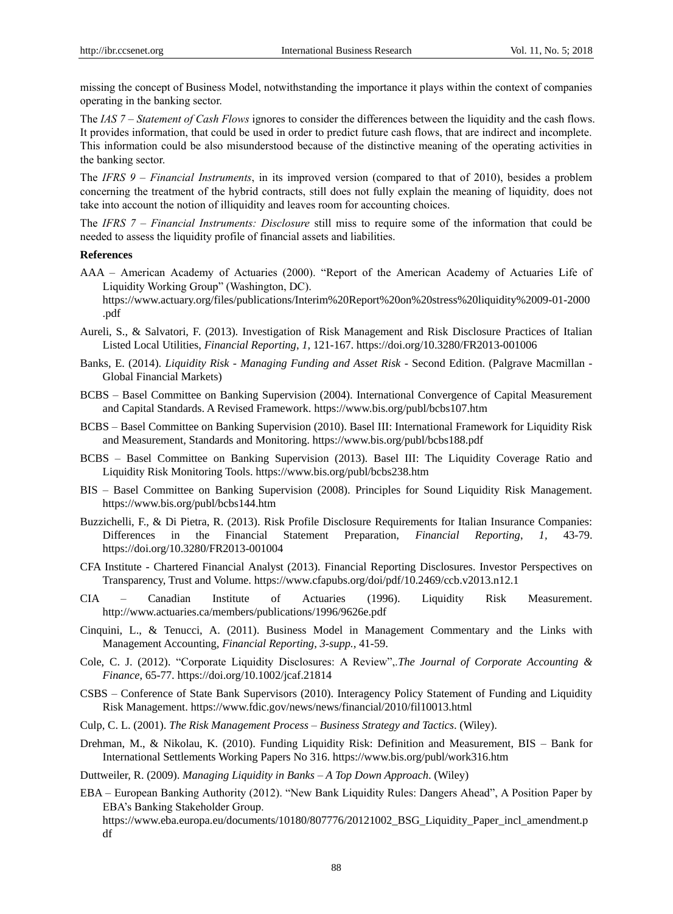missing the concept of Business Model, notwithstanding the importance it plays within the context of companies operating in the banking sector.

The *IAS 7 – Statement of Cash Flows* ignores to consider the differences between the liquidity and the cash flows. It provides information, that could be used in order to predict future cash flows, that are indirect and incomplete. This information could be also misunderstood because of the distinctive meaning of the operating activities in the banking sector.

The *IFRS 9 – Financial Instruments*, in its improved version (compared to that of 2010), besides a problem concerning the treatment of the hybrid contracts, still does not fully explain the meaning of liquidity, does not take into account the notion of illiquidity and leaves room for accounting choices.

The *IFRS 7 – Financial Instruments: Disclosure* still miss to require some of the information that could be needed to assess the liquidity profile of financial assets and liabilities.

**References**

AAA – American Academy of Actuaries (2000). "Report of the American Academy of Actuaries Life of Liquidity Working Group" (Washington, DC). https://www.actuary.org/files/publications/Interim%20Report%20on%20stress%20liquidity%2009-01-2000.pdf

Aureli, S., & Salvatori, F. (2013). Investigation of Risk Management and Risk Disclosure Practices of Italian Listed Local Utilities, *Financial Reporting*, *1,* 121-167. https://doi.org/10.3280/FR2013-001006

Banks, E. (2014). *Liquidity Risk - Managing Funding and Asset Risk* - Second Edition. (Palgrave Macmillan - Global Financial Markets)

BCBS – Basel Committee on Banking Supervision (2004). International Convergence of Capital Measurement and Capital Standards. A Revised Framework. https://www.bis.org/publ/bcbs107.htm

BCBS – Basel Committee on Banking Supervision (2010). Basel III: International Framework for Liquidity Risk and Measurement, Standards and Monitoring. https://www.bis.org/publ/bcbs188.pdf

BCBS – Basel Committee on Banking Supervision (2013). Basel III: The Liquidity Coverage Ratio and Liquidity Risk Monitoring Tools. https://www.bis.org/publ/bcbs238.htm

BIS – Basel Committee on Banking Supervision (2008). Principles for Sound Liquidity Risk Management. https://www.bis.org/publ/bcbs144.htm

Buzzichelli, F., & Di Pietra, R. (2013). Risk Profile Disclosure Requirements for Italian Insurance Companies: Differences in the Financial Statement Preparation, *Financial Reporting*, *1,* 43-79. https://doi.org/10.3280/FR2013-001004

CFA Institute - Chartered Financial Analyst (2013). Financial Reporting Disclosures. Investor Perspectives on Transparency, Trust and Volume. https://www.cfapubs.org/doi/pdf/10.2469/ccb.v2013.n12.1

CIA – Canadian Institute of Actuaries (1996). Liquidity Risk Measurement. http://www.actuaries.ca/members/publications/1996/9626e.pdf

Cinquini, L., & Tenucci, A. (2011). Business Model in Management Commentary and the Links with Management Accounting, *Financial Reporting*, *3-supp.,* 41-59.

Cole, C. J. (2012). "Corporate Liquidity Disclosures: A Review",.*The Journal of Corporate Accounting & Finance*, 65-77. https://doi.org/10.1002/jcaf.21814

CSBS – Conference of State Bank Supervisors (2010). Interagency Policy Statement of Funding and Liquidity Risk Management. https://www.fdic.gov/news/news/financial/2010/fil10013.html

Culp, C. L. (2001). *The Risk Management Process – Business Strategy and Tactics*. (Wiley).

Drehman, M., & Nikolau, K. (2010). Funding Liquidity Risk: Definition and Measurement, BIS – Bank for International Settlements Working Papers No 316. https://www.bis.org/publ/work316.htm

Duttweiler, R. (2009). *Managing Liquidity in Banks – A Top Down Approach*. (Wiley)

EBA – European Banking Authority (2012). "New Bank Liquidity Rules: Dangers Ahead", A Position Paper by EBA's Banking Stakeholder Group. https://www.eba.europa.eu/documents/10180/807776/20121002_BSG_Liquidity_Paper_incl_amendment.pdf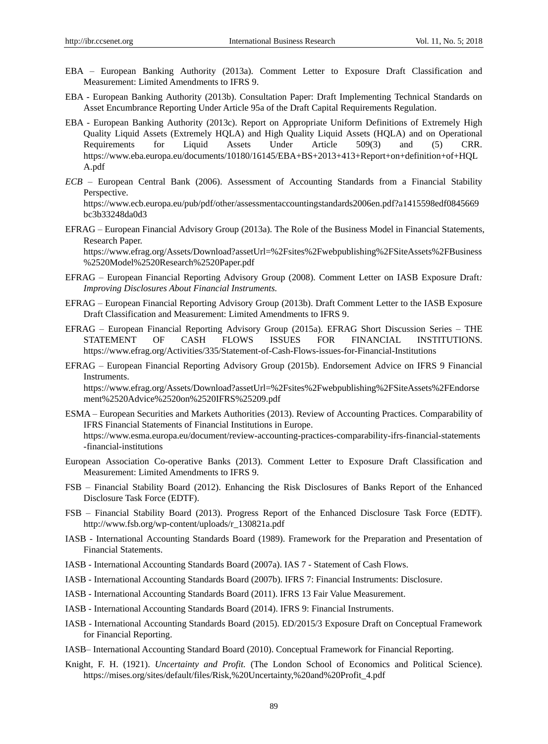EBA – European Banking Authority (2013a). Comment Letter to Exposure Draft Classification and Measurement: Limited Amendments to IFRS 9.

EBA - European Banking Authority (2013b). Consultation Paper: Draft Implementing Technical Standards on Asset Encumbrance Reporting Under Article 95a of the Draft Capital Requirements Regulation.

EBA - European Banking Authority (2013c). Report on Appropriate Uniform Definitions of Extremely High Quality Liquid Assets (Extremely HQLA) and High Quality Liquid Assets (HQLA) and on Operational Requirements for Liquid Assets Under Article 509(3) and (5) CRR. https://www.eba.europa.eu/documents/10180/16145/EBA+BS+2013+413+Report+on+definition+of+HQLA.pdf

*ECB* – European Central Bank (2006). Assessment of Accounting Standards from a Financial Stability Perspective. https://www.ecb.europa.eu/pub/pdf/other/assessmentaccountingstandards2006en.pdf?a1415598edf0845669bc3b33248da0d3

EFRAG – European Financial Advisory Group (2013a). The Role of the Business Model in Financial Statements, Research Paper. https://www.efrag.org/Assets/Download?assetUrl=%2Fsites%2Fwebpublishing%2FSiteAssets%2FBusiness%2520Model%2520Research%2520Paper.pdf

EFRAG – European Financial Reporting Advisory Group (2008). Comment Letter on IASB Exposure Draft*: Improving Disclosures About Financial Instruments.*

EFRAG – European Financial Reporting Advisory Group (2013b). Draft Comment Letter to the IASB Exposure Draft Classification and Measurement: Limited Amendments to IFRS 9.

EFRAG – European Financial Reporting Advisory Group (2015a). EFRAG Short Discussion Series – THE STATEMENT OF CASH FLOWS ISSUES FOR FINANCIAL INSTITUTIONS. https://www.efrag.org/Activities/335/Statement-of-Cash-Flows-issues-for-Financial-Institutions

EFRAG – European Financial Reporting Advisory Group (2015b). Endorsement Advice on IFRS 9 Financial Instruments. https://www.efrag.org/Assets/Download?assetUrl=%2Fsites%2Fwebpublishing%2FSiteAssets%2FEndorsement%2520Advice%2520on%2520IFRS%25209.pdf

ESMA – European Securities and Markets Authorities (2013). Review of Accounting Practices. Comparability of IFRS Financial Statements of Financial Institutions in Europe. https://www.esma.europa.eu/document/review-accounting-practices-comparability-ifrs-financial-statements-financial-institutions

European Association Co-operative Banks (2013). Comment Letter to Exposure Draft Classification and Measurement: Limited Amendments to IFRS 9.

FSB – Financial Stability Board (2012). Enhancing the Risk Disclosures of Banks Report of the Enhanced Disclosure Task Force (EDTF).

FSB – Financial Stability Board (2013). Progress Report of the Enhanced Disclosure Task Force (EDTF). http://www.fsb.org/wp-content/uploads/r_130821a.pdf

IASB - International Accounting Standards Board (1989). Framework for the Preparation and Presentation of Financial Statements.

IASB - International Accounting Standards Board (2007a). IAS 7 - Statement of Cash Flows.

IASB - International Accounting Standards Board (2007b). IFRS 7: Financial Instruments: Disclosure.

IASB - International Accounting Standards Board (2011). IFRS 13 Fair Value Measurement.

IASB - International Accounting Standards Board (2014). IFRS 9: Financial Instruments.

IASB - International Accounting Standards Board (2015). ED/2015/3 Exposure Draft on Conceptual Framework for Financial Reporting.

IASB– International Accounting Standard Board (2010). Conceptual Framework for Financial Reporting.

Knight, F. H. (1921). *Uncertainty and Profit.* (The London School of Economics and Political Science). https://mises.org/sites/default/files/Risk,%20Uncertainty,%20and%20Profit_4.pdf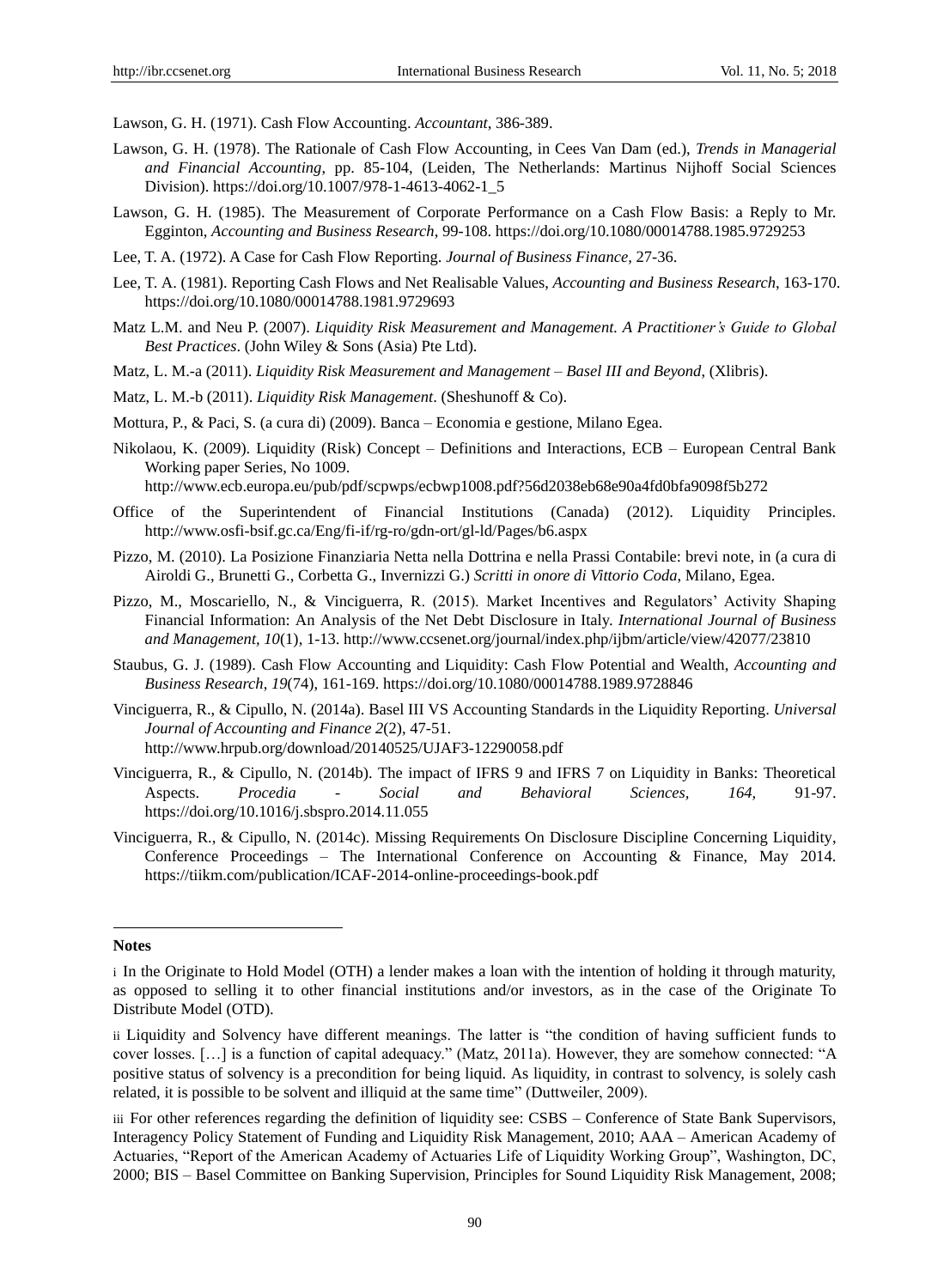Lawson, G. H. (1971). Cash Flow Accounting. *Accountant*, 386-389.

Lawson, G. H. (1978). The Rationale of Cash Flow Accounting, in Cees Van Dam (ed.), *Trends in Managerial and Financial Accounting*, pp. 85-104, (Leiden, The Netherlands: Martinus Nijhoff Social Sciences Division). https://doi.org/10.1007/978-1-4613-4062-1_5

Lawson, G. H. (1985). The Measurement of Corporate Performance on a Cash Flow Basis: a Reply to Mr. Egginton, *Accounting and Business Research*, 99-108. https://doi.org/10.1080/00014788.1985.9729253

Lee, T. A. (1972). A Case for Cash Flow Reporting. *Journal of Business Finance*, 27-36.

Lee, T. A. (1981). Reporting Cash Flows and Net Realisable Values, *Accounting and Business Research*, 163-170. https://doi.org/10.1080/00014788.1981.9729693

Matz L.M. and Neu P. (2007). *Liquidity Risk Measurement and Management. A Practitioner's Guide to Global Best Practices*. (John Wiley & Sons (Asia) Pte Ltd).

Matz, L. M.-a (2011). *Liquidity Risk Measurement and Management – Basel III and Beyond*, (Xlibris).

Matz, L. M.-b (2011). *Liquidity Risk Management*. (Sheshunoff & Co).

Mottura, P., & Paci, S. (a cura di) (2009). Banca – Economia e gestione, Milano Egea.

Nikolaou, K. (2009). Liquidity (Risk) Concept – Definitions and Interactions, ECB – European Central Bank Working paper Series, No 1009. http://www.ecb.europa.eu/pub/pdf/scpwps/ecbwp1008.pdf?56d2038eb68e90a4fd0bfa9098f5b272

Office of the Superintendent of Financial Institutions (Canada) (2012). Liquidity Principles. http://www.osfi-bsif.gc.ca/Eng/fi-if/rg-ro/gdn-ort/gl-ld/Pages/b6.aspx

Pizzo, M. (2010). La Posizione Finanziaria Netta nella Dottrina e nella Prassi Contabile: brevi note, in (a cura di Airoldi G., Brunetti G., Corbetta G., Invernizzi G.) *Scritti in onore di Vittorio Coda*, Milano, Egea.

Pizzo, M., Moscariello, N., & Vinciguerra, R. (2015). Market Incentives and Regulators' Activity Shaping Financial Information: An Analysis of the Net Debt Disclosure in Italy. *International Journal of Business and Management, 10*(1), 1-13. http://www.ccsenet.org/journal/index.php/ijbm/article/view/42077/23810

Staubus, G. J. (1989). Cash Flow Accounting and Liquidity: Cash Flow Potential and Wealth, *Accounting and Business Research*, *19*(74), 161-169. https://doi.org/10.1080/00014788.1989.9728846

Vinciguerra, R., & Cipullo, N. (2014a). Basel III VS Accounting Standards in the Liquidity Reporting. *Universal Journal of Accounting and Finance 2*(2), 47-51. http://www.hrpub.org/download/20140525/UJAF3-12290058.pdf

Vinciguerra, R., & Cipullo, N. (2014b). The impact of IFRS 9 and IFRS 7 on Liquidity in Banks: Theoretical Aspects. *Procedia - Social and Behavioral Sciences, 164,* 91-97. https://doi.org/10.1016/j.sbspro.2014.11.055

Vinciguerra, R., & Cipullo, N. (2014c). Missing Requirements On Disclosure Discipline Concerning Liquidity, Conference Proceedings – The International Conference on Accounting & Finance, May 2014. https://tiikm.com/publication/ICAF-2014-online-proceedings-book.pdf

**Notes**

i In the Originate to Hold Model (OTH) a lender makes a loan with the intention of holding it through maturity, as opposed to selling it to other financial institutions and/or investors, as in the case of the Originate To Distribute Model (OTD).

ii Liquidity and Solvency have different meanings. The latter is "the condition of having sufficient funds to cover losses. […] is a function of capital adequacy." (Matz, 2011a). However, they are somehow connected: "A positive status of solvency is a precondition for being liquid. As liquidity, in contrast to solvency, is solely cash related, it is possible to be solvent and illiquid at the same time" (Duttweiler, 2009).

iii For other references regarding the definition of liquidity see: CSBS – Conference of State Bank Supervisors, Interagency Policy Statement of Funding and Liquidity Risk Management, 2010; AAA – American Academy of Actuaries, "Report of the American Academy of Actuaries Life of Liquidity Working Group", Washington, DC, 2000; BIS – Basel Committee on Banking Supervision, Principles for Sound Liquidity Risk Management, 2008;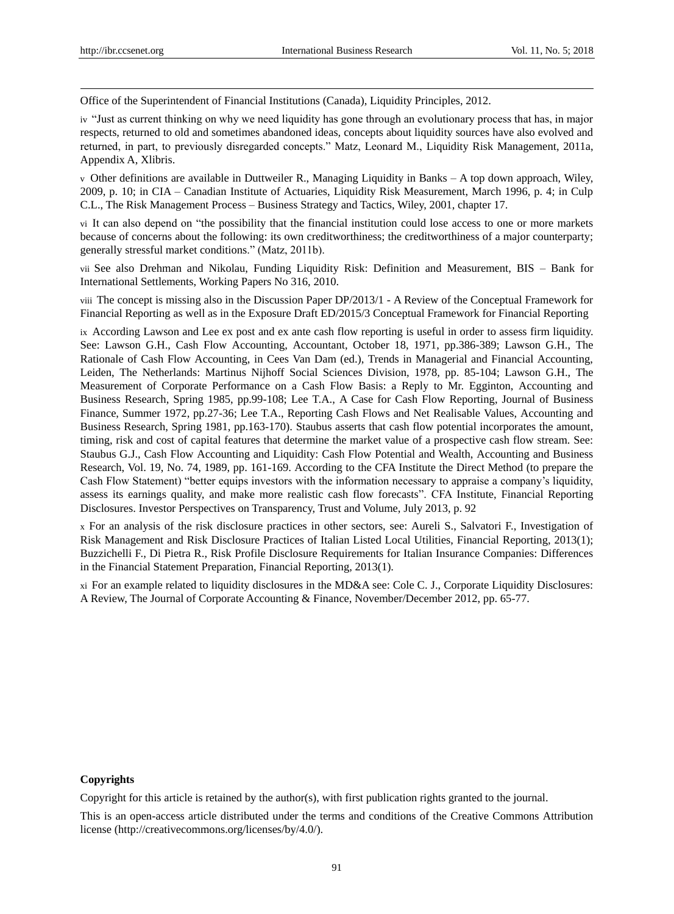Office of the Superintendent of Financial Institutions (Canada), Liquidity Principles, 2012.

iv "Just as current thinking on why we need liquidity has gone through an evolutionary process that has, in major respects, returned to old and sometimes abandoned ideas, concepts about liquidity sources have also evolved and returned, in part, to previously disregarded concepts." Matz, Leonard M., Liquidity Risk Management, 2011a, Appendix A, Xlibris.

v Other definitions are available in Duttweiler R., Managing Liquidity in Banks – A top down approach, Wiley, 2009, p. 10; in CIA – Canadian Institute of Actuaries, Liquidity Risk Measurement, March 1996, p. 4; in Culp C.L., The Risk Management Process – Business Strategy and Tactics, Wiley, 2001, chapter 17.

vi It can also depend on "the possibility that the financial institution could lose access to one or more markets because of concerns about the following: its own creditworthiness; the creditworthiness of a major counterparty; generally stressful market conditions." (Matz, 2011b).

vii See also Drehman and Nikolau, Funding Liquidity Risk: Definition and Measurement, BIS – Bank for International Settlements, Working Papers No 316, 2010.

viii The concept is missing also in the Discussion Paper DP/2013/1 - A Review of the Conceptual Framework for Financial Reporting as well as in the Exposure Draft ED/2015/3 Conceptual Framework for Financial Reporting

ix According Lawson and Lee ex post and ex ante cash flow reporting is useful in order to assess firm liquidity. See: Lawson G.H., Cash Flow Accounting, Accountant, October 18, 1971, pp.386-389; Lawson G.H., The Rationale of Cash Flow Accounting, in Cees Van Dam (ed.), Trends in Managerial and Financial Accounting, Leiden, The Netherlands: Martinus Nijhoff Social Sciences Division, 1978, pp. 85-104; Lawson G.H., The Measurement of Corporate Performance on a Cash Flow Basis: a Reply to Mr. Egginton, Accounting and Business Research, Spring 1985, pp.99-108; Lee T.A., A Case for Cash Flow Reporting, Journal of Business Finance, Summer 1972, pp.27-36; Lee T.A., Reporting Cash Flows and Net Realisable Values, Accounting and Business Research, Spring 1981, pp.163-170). Staubus asserts that cash flow potential incorporates the amount, timing, risk and cost of capital features that determine the market value of a prospective cash flow stream. See: Staubus G.J., Cash Flow Accounting and Liquidity: Cash Flow Potential and Wealth, Accounting and Business Research, Vol. 19, No. 74, 1989, pp. 161-169. According to the CFA Institute the Direct Method (to prepare the Cash Flow Statement) "better equips investors with the information necessary to appraise a company's liquidity, assess its earnings quality, and make more realistic cash flow forecasts". CFA Institute, Financial Reporting Disclosures. Investor Perspectives on Transparency, Trust and Volume, July 2013, p. 92

x For an analysis of the risk disclosure practices in other sectors, see: Aureli S., Salvatori F., Investigation of Risk Management and Risk Disclosure Practices of Italian Listed Local Utilities, Financial Reporting, 2013(1); Buzzichelli F., Di Pietra R., Risk Profile Disclosure Requirements for Italian Insurance Companies: Differences in the Financial Statement Preparation, Financial Reporting, 2013(1).

xi For an example related to liquidity disclosures in the MD&A see: Cole C. J., Corporate Liquidity Disclosures: A Review, The Journal of Corporate Accounting & Finance, November/December 2012, pp. 65-77.

**Copyrights**

Copyright for this article is retained by the author(s), with first publication rights granted to the journal.

This is an open-access article distributed under the terms and conditions of the Creative Commons Attribution license (http://creativecommons.org/licenses/by/4.0/).